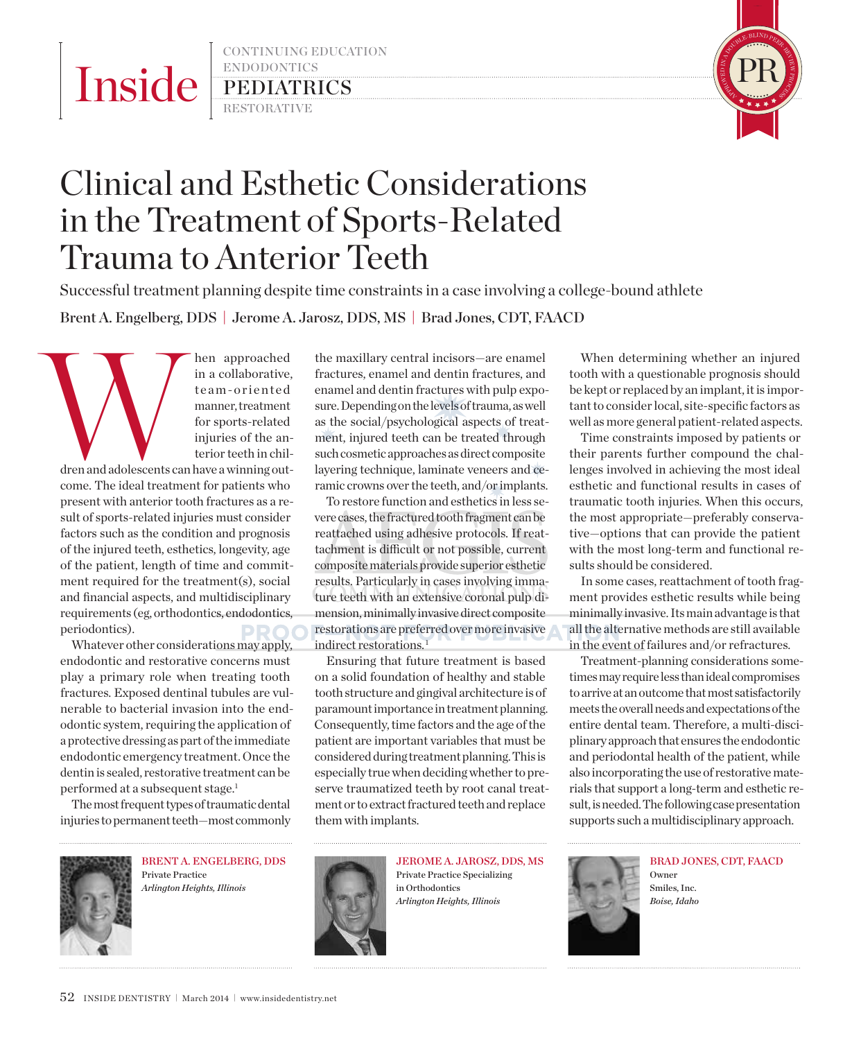CONTINUING EDUCATION
ENDODONTICS
PEDIATRICS
RESTORATIVE

# Clinical and Esthetic Considerations in the Treatment of Sports-Related Trauma to Anterior Teeth

Successful treatment planning despite time constraints in a case involving a college-bound athlete

Brent A. Engelberg, DDS | Jerome A. Jarosz, DDS, MS | Brad Jones, CDT, FAACD

When approached in a collaborative, team-oriented manner, treatment for sports-related injuries of the anterior teeth in children and adolescents can have a winning outcome. The ideal treatment for patients who present with anterior tooth fractures as a result of sports-related injuries must consider factors such as the condition and prognosis of the injured teeth, esthetics, longevity, age of the patient, length of time and commitment required for the treatment(s), social and financial aspects, and multidisciplinary requirements (eg, orthodontics, endodontics, periodontics).

Whatever other considerations may apply, endodontic and restorative concerns must play a primary role when treating tooth fractures. Exposed dentinal tubules are vulnerable to bacterial invasion into the endodontic system, requiring the application of a protective dressing as part of the immediate endodontic emergency treatment. Once the dentin is sealed, restorative treatment can be performed at a subsequent stage.[1]

The most frequent types of traumatic dental injuries to permanent teeth—most commonly the maxillary central incisors—are enamel fractures, enamel and dentin fractures, and enamel and dentin fractures with pulp exposure. Depending on the levels of trauma, as well as the social/psychological aspects of treatment, injured teeth can be treated through such cosmetic approaches as direct composite layering technique, laminate veneers and ceramic crowns over the teeth, and/or implants.

To restore function and esthetics in less severe cases, the fractured tooth fragment can be reattached using adhesive protocols. If reattachment is difficult or not possible, current composite materials provide superior esthetic results. Particularly in cases involving immature teeth with an extensive coronal pulp dimension, minimally invasive direct composite restorations are preferred over more invasive indirect restorations.[1]

Ensuring that future treatment is based on a solid foundation of healthy and stable tooth structure and gingival architecture is of paramount importance in treatment planning. Consequently, time factors and the age of the patient are important variables that must be considered during treatment planning. This is especially true when deciding whether to preserve traumatized teeth by root canal treatment or to extract fractured teeth and replace them with implants.

When determining whether an injured tooth with a questionable prognosis should be kept or replaced by an implant, it is important to consider local, site-specific factors as well as more general patient-related aspects.

Time constraints imposed by patients or their parents further compound the challenges involved in achieving the most ideal esthetic and functional results in cases of traumatic tooth injuries. When this occurs, the most appropriate—preferably conservative—options that can provide the patient with the most long-term and functional results should be considered.

In some cases, reattachment of tooth fragment provides esthetic results while being minimally invasive. Its main advantage is that all the alternative methods are still available in the event of failures and/or refractures.

Treatment-planning considerations sometimes may require less than ideal compromises to arrive at an outcome that most satisfactorily meets the overall needs and expectations of the entire dental team. Therefore, a multi-disciplinary approach that ensures the endodontic and periodontal health of the patient, while also incorporating the use of restorative materials that support a long-term and esthetic result, is needed. The following case presentation supports such a multidisciplinary approach.

**BRENT A. ENGELBERG, DDS**
Private Practice
*Arlington Heights, Illinois*

**JEROME A. JAROSZ, DDS, MS**
Private Practice Specializing in Orthodontics
*Arlington Heights, Illinois*

**BRAD JONES, CDT, FAACD**
Owner
Smiles, Inc.
*Boise, Idaho*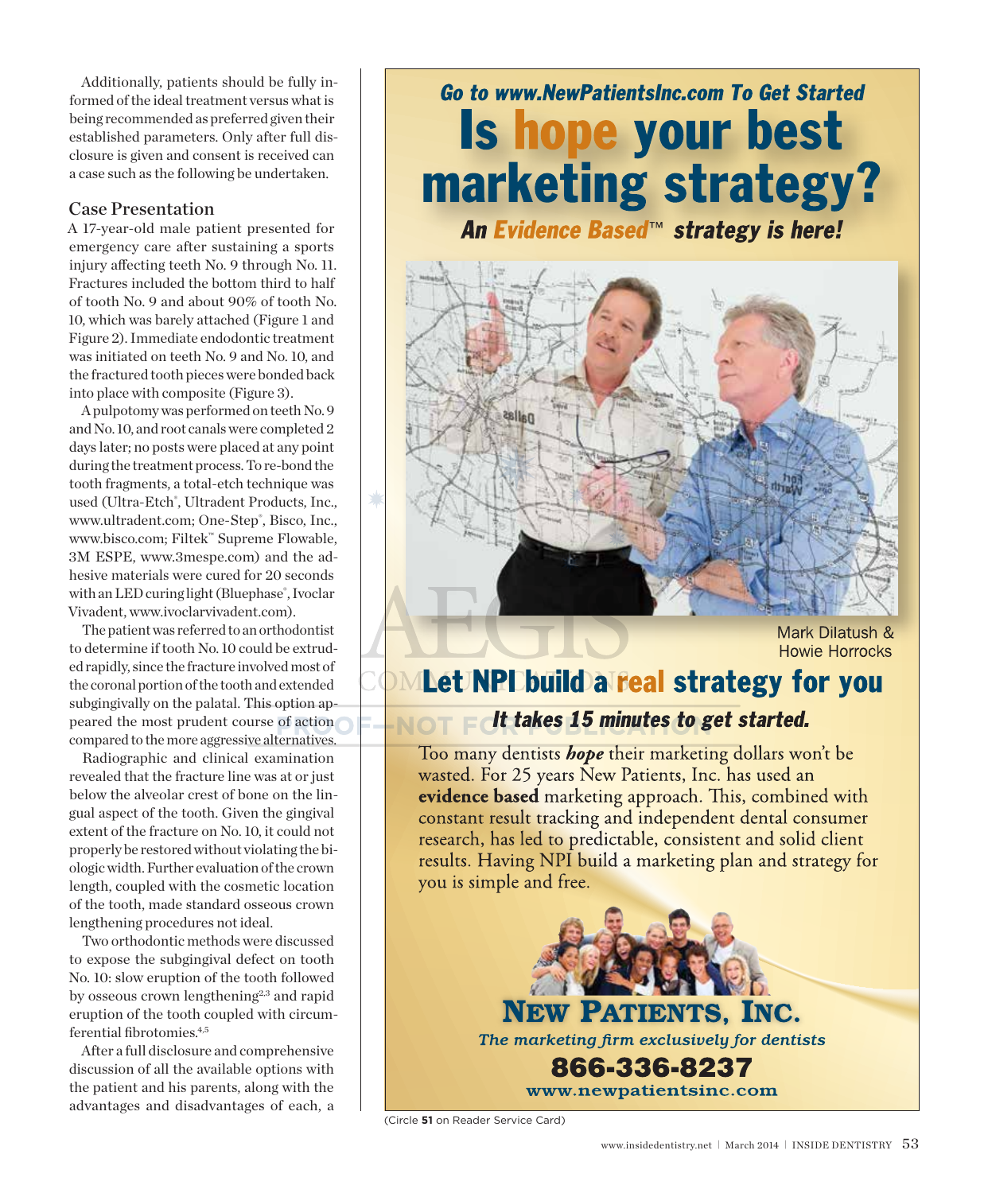Additionally, patients should be fully informed of the ideal treatment versus what is being recommended as preferred given their established parameters. Only after full disclosure is given and consent is received can a case such as the following be undertaken.

## Case Presentation

A 17-year-old male patient presented for emergency care after sustaining a sports injury affecting teeth No. 9 through No. 11. Fractures included the bottom third to half of tooth No. 9 and about 90% of tooth No. 10, which was barely attached (Figure 1 and Figure 2). Immediate endodontic treatment was initiated on teeth No. 9 and No. 10, and the fractured tooth pieces were bonded back into place with composite (Figure 3).

A pulpotomy was performed on teeth No. 9 and No. 10, and root canals were completed 2 days later; no posts were placed at any point during the treatment process. To re-bond the tooth fragments, a total-etch technique was used (Ultra-Etch®, Ultradent Products, Inc., www.ultradent.com; One-Step®, Bisco, Inc., www.bisco.com; Filtek™ Supreme Flowable, 3M ESPE, www.3mespe.com) and the adhesive materials were cured for 20 seconds with an LED curing light (Bluephase®, Ivoclar Vivadent, www.ivoclarvivadent.com).

The patient was referred to an orthodontist to determine if tooth No. 10 could be extruded rapidly, since the fracture involved most of the coronal portion of the tooth and extended subgingivally on the palatal. This option appeared the most prudent course of action compared to the more aggressive alternatives.

Radiographic and clinical examination revealed that the fracture line was at or just below the alveolar crest of bone on the lingual aspect of the tooth. Given the gingival extent of the fracture on No. 10, it could not properly be restored without violating the biologic width. Further evaluation of the crown length, coupled with the cosmetic location of the tooth, made standard osseous crown lengthening procedures not ideal.

Two orthodontic methods were discussed to expose the subgingival defect on tooth No. 10: slow eruption of the tooth followed by osseous crown lengthening[2,3] and rapid eruption of the tooth coupled with circumferential fibrotomies.[4,5]

After a full disclosure and comprehensive discussion of all the available options with the patient and his parents, along with the advantages and disadvantages of each, a

Go to www.NewPatientsInc.com To Get Started

Is hope your best marketing strategy?

An Evidence Based™ strategy is here!

Mark Dilatush & Howie Horrocks

Let NPI build a real strategy for you

It takes 15 minutes to get started.

Too many dentists *hope* their marketing dollars won't be wasted. For 25 years New Patients, Inc. has used an **evidence based** marketing approach. This, combined with constant result tracking and independent dental consumer research, has led to predictable, consistent and solid client results. Having NPI build a marketing plan and strategy for you is simple and free.

NEW PATIENTS, INC.

The marketing firm exclusively for dentists

866-336-8237

www.newpatientsinc.com

(Circle **51** on Reader Service Card)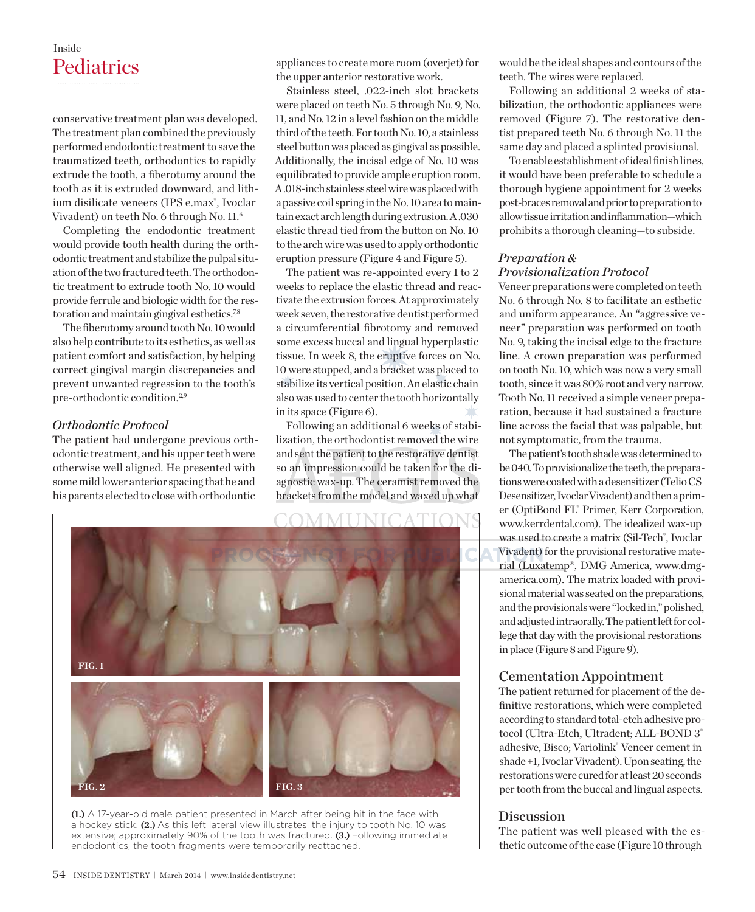conservative treatment plan was developed. The treatment plan combined the previously performed endodontic treatment to save the traumatized teeth, orthodontics to rapidly extrude the tooth, a fiberotomy around the tooth as it is extruded downward, and lithium disilicate veneers (IPS e.max®, Ivoclar Vivadent) on teeth No. 6 through No. 11.[6]

Completing the endodontic treatment would provide tooth health during the orthodontic treatment and stabilize the pulpal situation of the two fractured teeth. The orthodontic treatment to extrude tooth No. 10 would provide ferrule and biologic width for the restoration and maintain gingival esthetics.[7,8]

The fiberotomy around tooth No. 10 would also help contribute to its esthetics, as well as patient comfort and satisfaction, by helping correct gingival margin discrepancies and prevent unwanted regression to the tooth's pre-orthodontic condition.[2,9]

### *Orthodontic Protocol*

The patient had undergone previous orthodontic treatment, and his upper teeth were otherwise well aligned. He presented with some mild lower anterior spacing that he and his parents elected to close with orthodontic appliances to create more room (overjet) for the upper anterior restorative work.

Stainless steel, .022-inch slot brackets were placed on teeth No. 5 through No. 9, No. 11, and No. 12 in a level fashion on the middle third of the teeth. For tooth No. 10, a stainless steel button was placed as gingival as possible. Additionally, the incisal edge of No. 10 was equilibrated to provide ample eruption room. A .018-inch stainless steel wire was placed with a passive coil spring in the No. 10 area to maintain exact arch length during extrusion. A .030 elastic thread tied from the button on No. 10 to the arch wire was used to apply orthodontic eruption pressure (Figure 4 and Figure 5).

The patient was re-appointed every 1 to 2 weeks to replace the elastic thread and reactivate the extrusion forces. At approximately week seven, the restorative dentist performed a circumferential fibrotomy and removed some excess buccal and lingual hyperplastic tissue. In week 8, the eruptive forces on No. 10 were stopped, and a bracket was placed to stabilize its vertical position. An elastic chain also was used to center the tooth horizontally in its space (Figure 6).

Following an additional 6 weeks of stabilization, the orthodontist removed the wire and sent the patient to the restorative dentist so an impression could be taken for the diagnostic wax-up. The ceramist removed the brackets from the model and waxed up what would be the ideal shapes and contours of the teeth. The wires were replaced.

Following an additional 2 weeks of stabilization, the orthodontic appliances were removed (Figure 7). The restorative dentist prepared teeth No. 6 through No. 11 the same day and placed a splinted provisional.

To enable establishment of ideal finish lines, it would have been preferable to schedule a thorough hygiene appointment for 2 weeks post-braces removal and prior to preparation to allow tissue irritation and inflammation—which prohibits a thorough cleaning—to subside.

### *Preparation & Provisionalization Protocol*

Veneer preparations were completed on teeth No. 6 through No. 8 to facilitate an esthetic and uniform appearance. An "aggressive veneer" preparation was performed on tooth No. 9, taking the incisal edge to the fracture line. A crown preparation was performed on tooth No. 10, which was now a very small tooth, since it was 80% root and very narrow. Tooth No. 11 received a simple veneer preparation, because it had sustained a fracture line across the facial that was palpable, but not symptomatic, from the trauma.

The patient's tooth shade was determined to be 040. To provisionalize the teeth, the preparations were coated with a desensitizer (Telio CS Desensitizer, Ivoclar Vivadent) and then a primer (OptiBond FL® Primer, Kerr Corporation, www.kerrdental.com). The idealized wax-up was used to create a matrix (Sil-Tech®, Ivoclar Vivadent) for the provisional restorative material (Luxatemp®, DMG America, www.dmg-america.com). The matrix loaded with provisional material was seated on the preparations, and the provisionals were "locked in," polished, and adjusted intraorally. The patient left for college that day with the provisional restorations in place (Figure 8 and Figure 9).

## Cementation Appointment

The patient returned for placement of the definitive restorations, which were completed according to standard total-etch adhesive protocol (Ultra-Etch, Ultradent; ALL-BOND 3® adhesive, Bisco; Variolink® Veneer cement in shade +1, Ivoclar Vivadent). Upon seating, the restorations were cured for at least 20 seconds per tooth from the buccal and lingual aspects.

## Discussion

The patient was well pleased with the esthetic outcome of the case (Figure 10 through

**(1.)** A 17-year-old male patient presented in March after being hit in the face with a hockey stick. **(2.)** As this left lateral view illustrates, the injury to tooth No. 10 was extensive; approximately 90% of the tooth was fractured. **(3.)** Following immediate endodontics, the tooth fragments were temporarily reattached.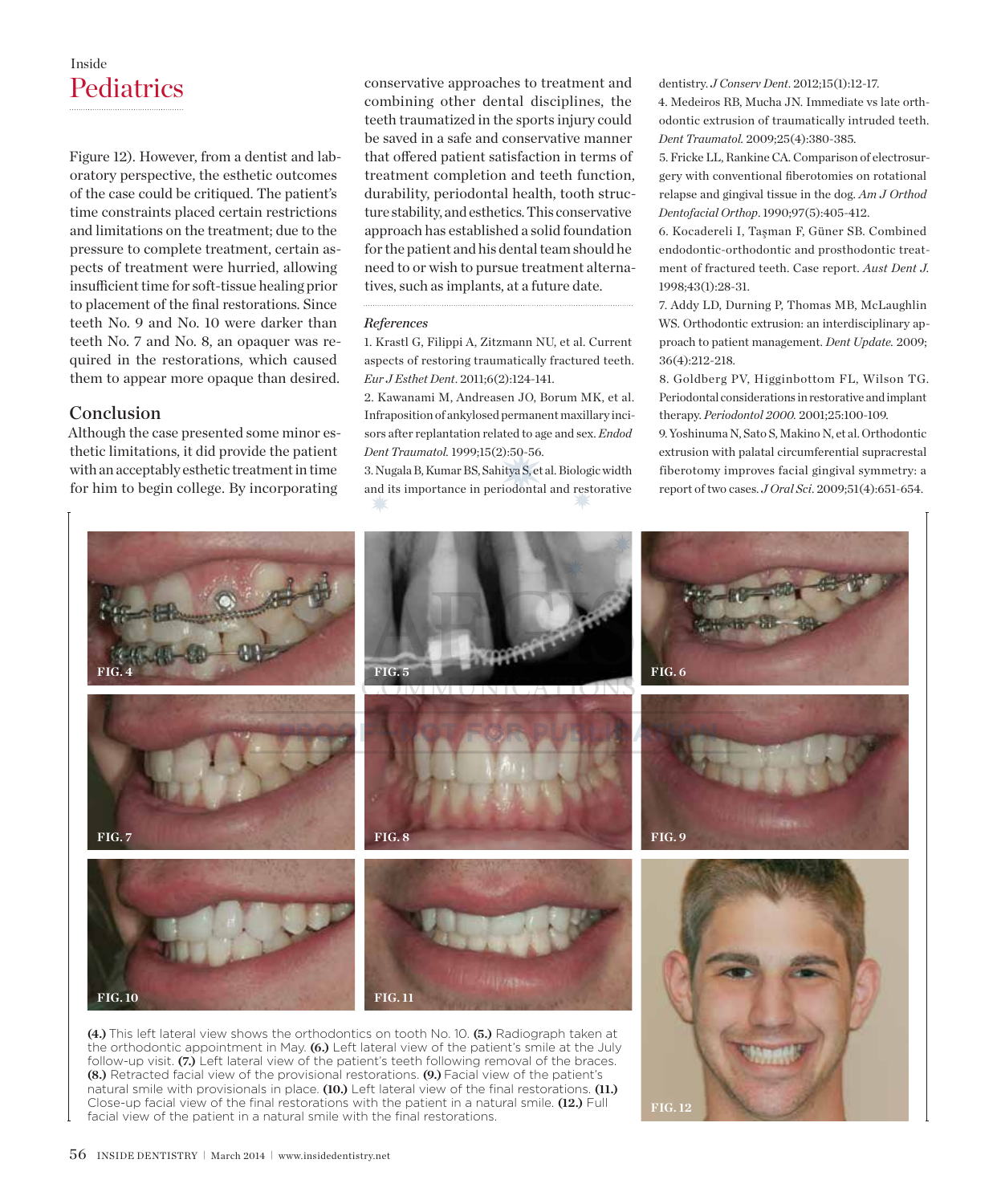Figure 12). However, from a dentist and laboratory perspective, the esthetic outcomes of the case could be critiqued. The patient's time constraints placed certain restrictions and limitations on the treatment; due to the pressure to complete treatment, certain aspects of treatment were hurried, allowing insufficient time for soft-tissue healing prior to placement of the final restorations. Since teeth No. 9 and No. 10 were darker than teeth No. 7 and No. 8, an opaquer was required in the restorations, which caused them to appear more opaque than desired.

## Conclusion

Although the case presented some minor esthetic limitations, it did provide the patient with an acceptably esthetic treatment in time for him to begin college. By incorporating conservative approaches to treatment and combining other dental disciplines, the teeth traumatized in the sports injury could be saved in a safe and conservative manner that offered patient satisfaction in terms of treatment completion and teeth function, durability, periodontal health, tooth structure stability, and esthetics. This conservative approach has established a solid foundation for the patient and his dental team should he need to or wish to pursue treatment alternatives, such as implants, at a future date.

### *References*

1. Krastl G, Filippi A, Zitzmann NU, et al. Current aspects of restoring traumatically fractured teeth. *Eur J Esthet Dent*. 2011;6(2):124-141.
2. Kawanami M, Andreasen JO, Borum MK, et al. Infraposition of ankylosed permanent maxillary incisors after replantation related to age and sex. *Endod Dent Traumatol*. 1999;15(2):50-56.
3. Nugala B, Kumar BS, Sahitya S, et al. Biologic width and its importance in periodontal and restorative dentistry. *J Conserv Dent*. 2012;15(1):12-17.
4. Medeiros RB, Mucha JN. Immediate vs late orthodontic extrusion of traumatically intruded teeth. *Dent Traumatol.* 2009;25(4):380-385.
5. Fricke LL, Rankine CA. Comparison of electrosurgery with conventional fiberotomies on rotational relapse and gingival tissue in the dog. *Am J Orthod Dentofacial Orthop*. 1990;97(5):405-412.
6. Kocadereli I, Taşman F, Güner SB. Combined endodontic-orthodontic and prosthodontic treatment of fractured teeth. Case report. *Aust Dent J.* 1998;43(1):28-31.
7. Addy LD, Durning P, Thomas MB, McLaughlin WS. Orthodontic extrusion: an interdisciplinary approach to patient management. *Dent Update.* 2009;36(4):212-218.
8. Goldberg PV, Higginbottom FL, Wilson TG. Periodontal considerations in restorative and implant therapy. *Periodontol 2000.* 2001;25:100-109.
9. Yoshinuma N, Sato S, Makino N, et al. Orthodontic extrusion with palatal circumferential supracrestal fiberotomy improves facial gingival symmetry: a report of two cases. *J Oral Sci*. 2009;51(4):651-654.

FIG. 4

FIG. 5

FIG. 6

FIG. 7

FIG. 8

FIG. 9

FIG. 10

FIG. 11

FIG. 12

**(4.)** This left lateral view shows the orthodontics on tooth No. 10. **(5.)** Radiograph taken at the orthodontic appointment in May. **(6.)** Left lateral view of the patient's smile at the July follow-up visit. **(7.)** Left lateral view of the patient's teeth following removal of the braces. **(8.)** Retracted facial view of the provisional restorations. **(9.)** Facial view of the patient's natural smile with provisionals in place. **(10.)** Left lateral view of the final restorations. **(11.)** Close-up facial view of the final restorations with the patient in a natural smile. **(12.)** Full facial view of the patient in a natural smile with the final restorations.